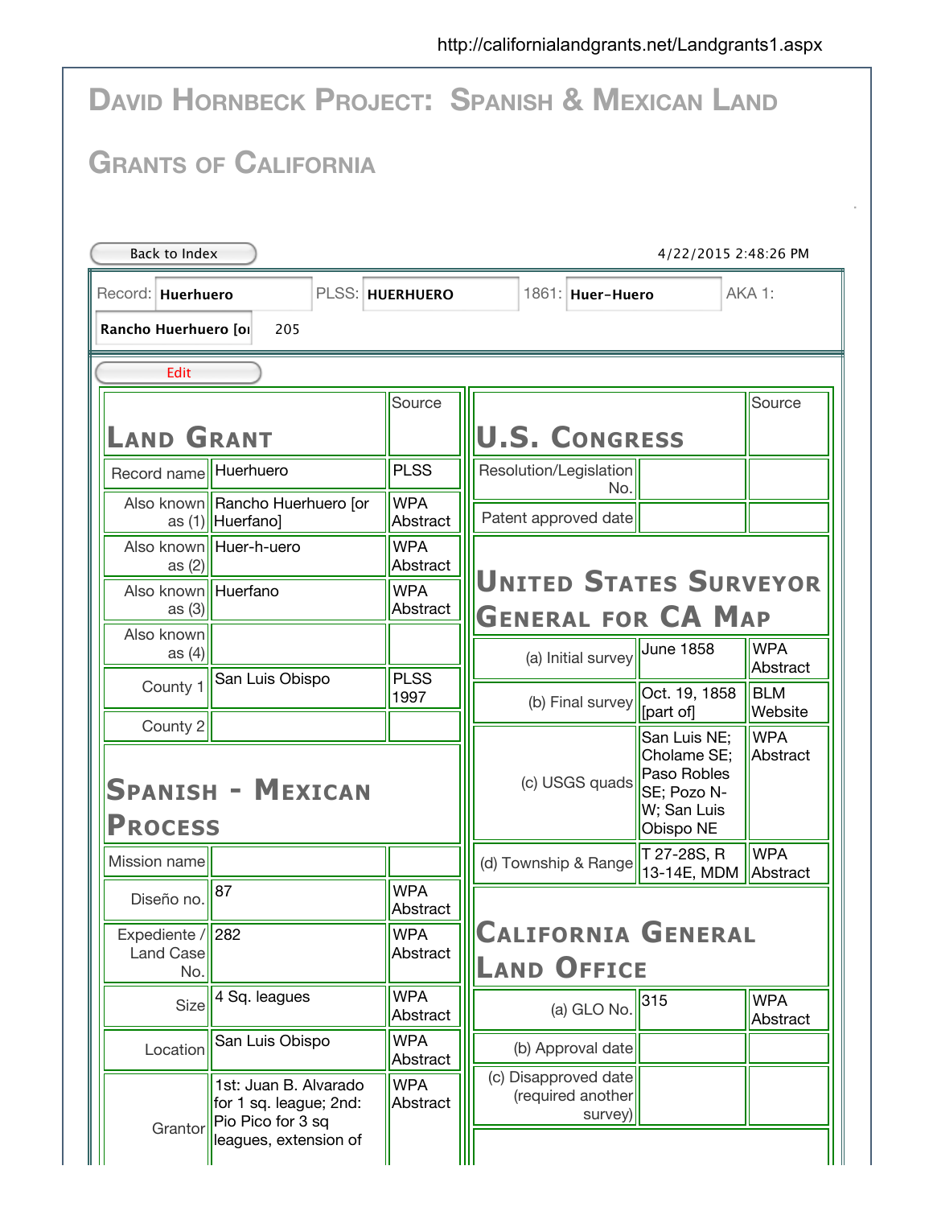http://californialandgrants.net/Landgrants1.aspx

# David Hornbeck Project: Spanish & Mexican Land Grants of California

Back to Index

4/22/2015 2:48:26 PM

Record: **Huerhuero** PLSS: **HUERHUERO** 1861: **Huer-Huero** AKA 1: **Rancho Huerhuero [o** 205

Edit

## Land Grant

| Field | Value | Source |
|---|---|---|
| Record name | Huerhuero | PLSS |
| Also known as (1) | Rancho Huerhuero [or Huerfano] | WPA Abstract |
| Also known as (2) | Huer-h-uero | WPA Abstract |
| Also known as (3) | Huerfano | WPA Abstract |
| Also known as (4) | | |
| County 1 | San Luis Obispo | PLSS 1997 |
| County 2 | | |

## Spanish - Mexican Process

| Field | Value | Source |
|---|---|---|
| Mission name | | |
| Diseño no. | 87 | WPA Abstract |
| Expediente / Land Case No. | 282 | WPA Abstract |
| Size | 4 Sq. leagues | WPA Abstract |
| Location | San Luis Obispo | WPA Abstract |
| Grantor | 1st: Juan B. Alvarado for 1 sq. league; 2nd: Pio Pico for 3 sq leagues, extension of | WPA Abstract |

## U.S. Congress

| Field | Value | Source |
|---|---|---|
| Resolution/Legislation No. | | |
| Patent approved date | | |

## United States Surveyor General for CA Map

| Field | Value | Source |
|---|---|---|
| (a) Initial survey | June 1858 | WPA Abstract |
| (b) Final survey | Oct. 19, 1858 [part of] | BLM Website |
| (c) USGS quads | San Luis NE; Cholame SE; Paso Robles SE; Pozo N-W; San Luis Obispo NE | WPA Abstract |
| (d) Township & Range | T 27-28S, R 13-14E, MDM | WPA Abstract |

## California General Land Office

| Field | Value | Source |
|---|---|---|
| (a) GLO No. | 315 | WPA Abstract |
| (b) Approval date | | |
| (c) Disapproved date (required another survey) | | |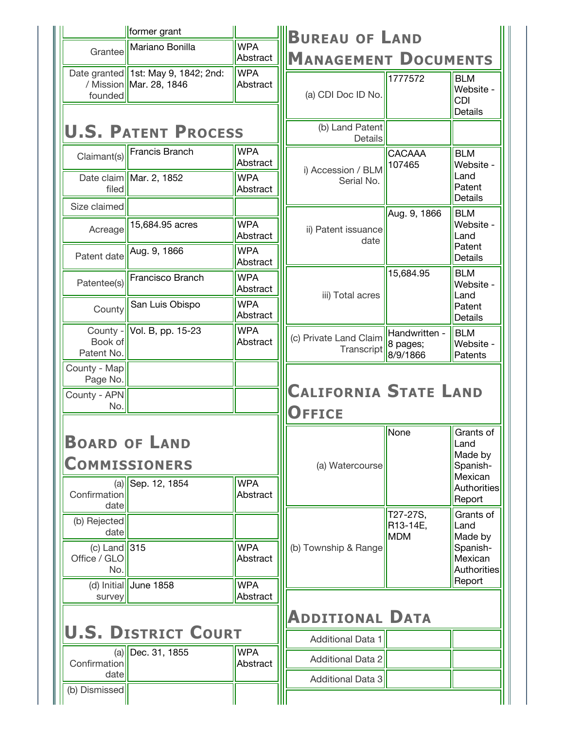| | | |
|---|---|---|
| | former grant | |
| Grantee | Mariano Bonilla | WPA Abstract |
| Date granted / Mission founded | 1st: May 9, 1842; 2nd: Mar. 28, 1846 | WPA Abstract |

## U.S. Patent Process

| | | |
|---|---|---|
| Claimant(s) | Francis Branch | WPA Abstract |
| Date claim filed | Mar. 2, 1852 | WPA Abstract |
| Size claimed | | |
| Acreage | 15,684.95 acres | WPA Abstract |
| Patent date | Aug. 9, 1866 | WPA Abstract |
| Patentee(s) | Francisco Branch | WPA Abstract |
| County | San Luis Obispo | WPA Abstract |
| County - Book of Patent No. | Vol. B, pp. 15-23 | WPA Abstract |
| County - Map Page No. | | |
| County - APN No. | | |

## Board of Land Commissioners

| | | |
|---|---|---|
| (a) Confirmation date | Sep. 12, 1854 | WPA Abstract |
| (b) Rejected date | | |
| (c) Land Office / GLO No. | 315 | WPA Abstract |
| (d) Initial survey | June 1858 | WPA Abstract |

## U.S. District Court

| | | |
|---|---|---|
| (a) Confirmation date | Dec. 31, 1855 | WPA Abstract |
| (b) Dismissed | | |

## Bureau of Land Management Documents

| | | |
|---|---|---|
| (a) CDI Doc ID No. | 1777572 | BLM Website - CDI Details |
| (b) Land Patent Details | | |
| i) Accession / BLM Serial No. | CACAAA 107465 | BLM Website - Land Patent Details |
| ii) Patent issuance date | Aug. 9, 1866 | BLM Website - Land Patent Details |
| iii) Total acres | 15,684.95 | BLM Website - Land Patent Details |
| (c) Private Land Claim Transcript | Handwritten - 8 pages; 8/9/1866 | BLM Website - Patents |

## California State Land Office

| | | |
|---|---|---|
| (a) Watercourse | None | Grants of Land Made by Spanish-Mexican Authorities Report |
| (b) Township & Range | T27-27S, R13-14E, MDM | Grants of Land Made by Spanish-Mexican Authorities Report |

## Additional Data

| | | |
|---|---|---|
| Additional Data 1 | | |
| Additional Data 2 | | |
| Additional Data 3 | | |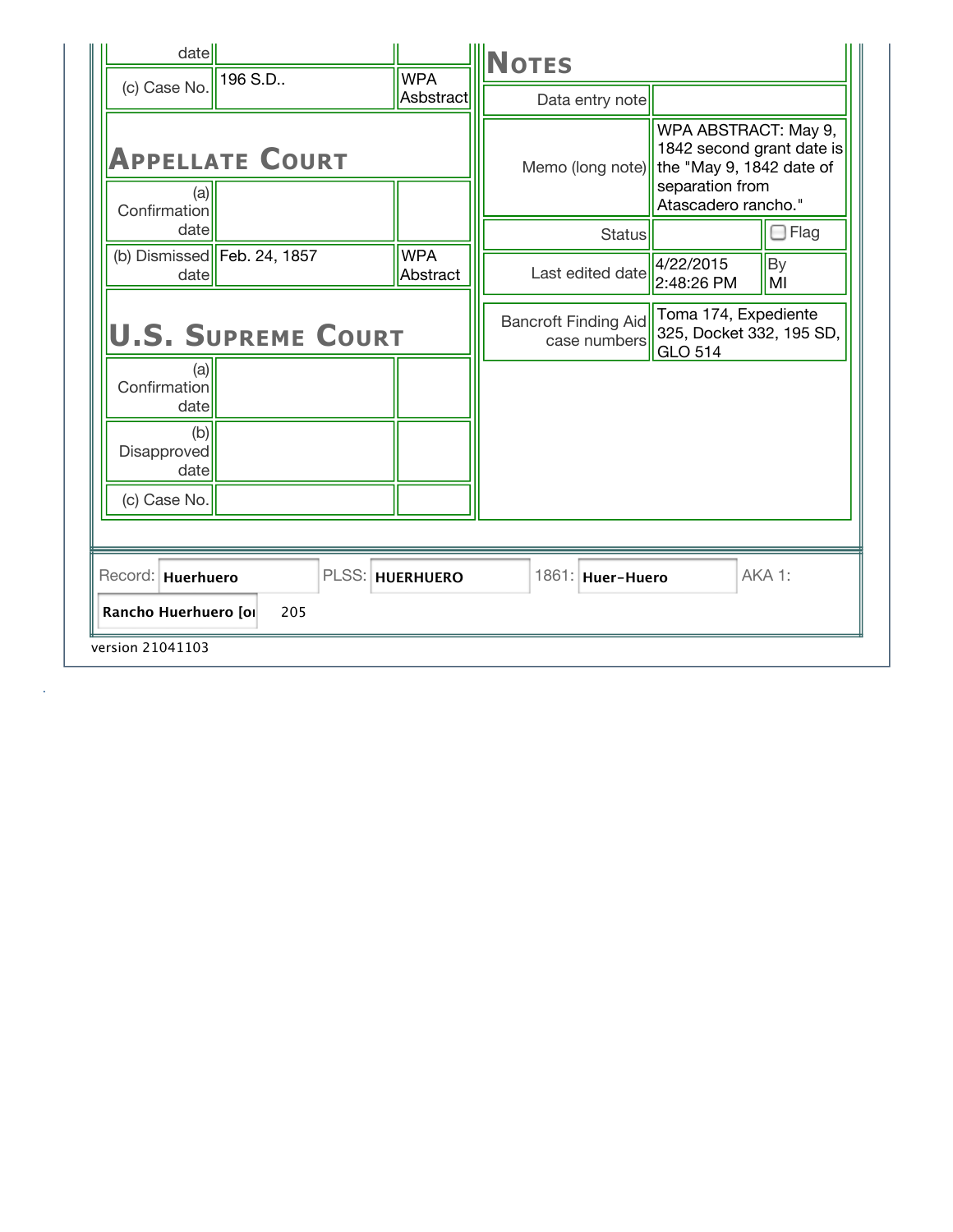| | | |
|---|---|---|
| date | | |
| (c) Case No. | 196 S.D.. | WPA Asbstract |

## Appellate Court

| | | |
|---|---|---|
| (a) Confirmation date | | |
| (b) Dismissed date | Feb. 24, 1857 | WPA Abstract |

## U.S. Supreme Court

| | | |
|---|---|---|
| (a) Confirmation date | | |
| (b) Disapproved date | | |
| (c) Case No. | | |

## Notes

| | | |
|---|---|---|
| Data entry note | | |
| Memo (long note) | WPA ABSTRACT: May 9, 1842 second grant date is the "May 9, 1842 date of separation from Atascadero rancho." | |
| Status | | Flag |
| Last edited date | 4/22/2015 2:48:26 PM | By MI |
| Bancroft Finding Aid case numbers | Toma 174, Expediente 325, Docket 332, 195 SD, GLO 514 | |

Record: **Huerhuero** PLSS: **HUERHUERO** 1861: **Huer-Huero** AKA 1:

**Rancho Huerhuero [oı** 205

version 21041103